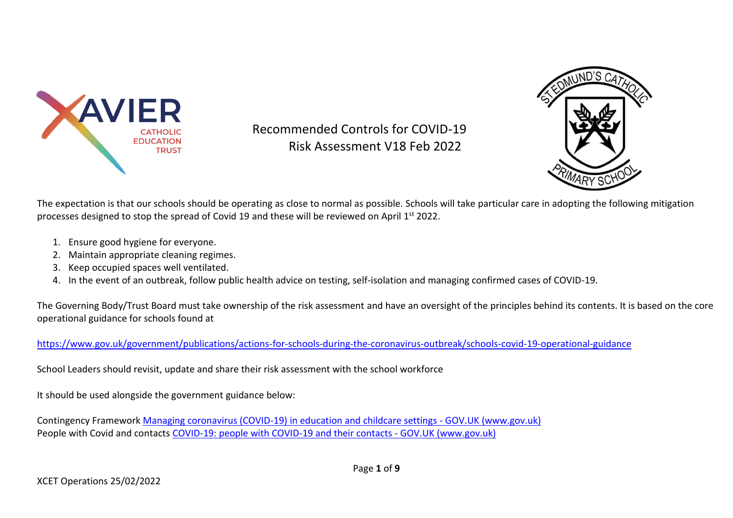# Recommended Controls for COVID-19 Risk Assessment V18 Feb 2022

The expectation is that our schools should be operating as close to normal as possible. Schools will take particular care in adopting the following mitigation processes designed to stop the spread of Covid 19 and these will be reviewed on April 1st 2022.

1. Ensure good hygiene for everyone.
2. Maintain appropriate cleaning regimes.
3. Keep occupied spaces well ventilated.
4. In the event of an outbreak, follow public health advice on testing, self-isolation and managing confirmed cases of COVID-19.

The Governing Body/Trust Board must take ownership of the risk assessment and have an oversight of the principles behind its contents. It is based on the core operational guidance for schools found at

https://www.gov.uk/government/publications/actions-for-schools-during-the-coronavirus-outbreak/schools-covid-19-operational-guidance

School Leaders should revisit, update and share their risk assessment with the school workforce

It should be used alongside the government guidance below:

Contingency Framework Managing coronavirus (COVID-19) in education and childcare settings - GOV.UK (www.gov.uk)
People with Covid and contacts COVID-19: people with COVID-19 and their contacts - GOV.UK (www.gov.uk)

XCET Operations 25/02/2022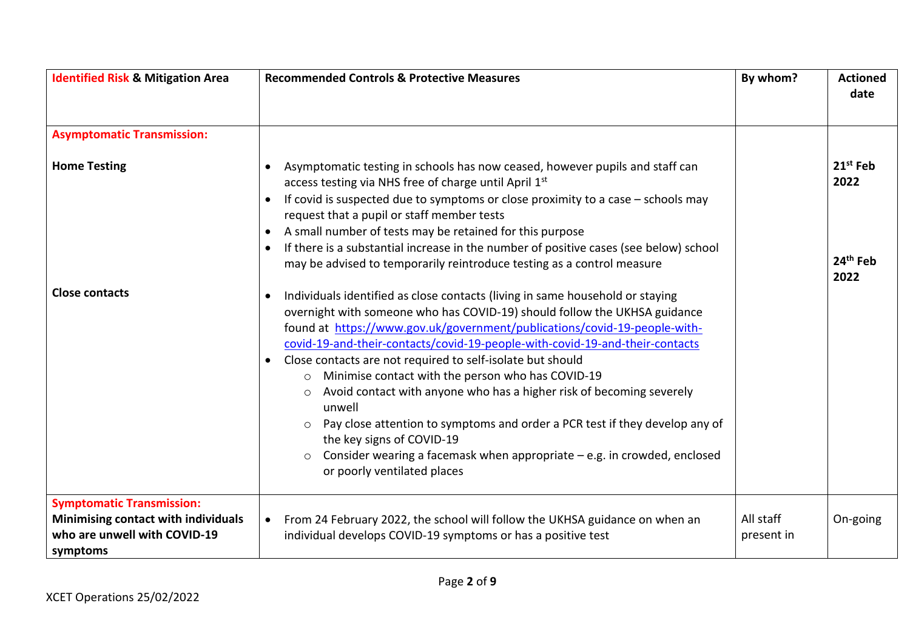| Identified Risk & Mitigation Area | Recommended Controls & Protective Measures | By whom? | Actioned date |
|---|---|---|---|
| **Asymptomatic Transmission:** | | | |
| **Home Testing** | • Asymptomatic testing in schools has now ceased, however pupils and staff can access testing via NHS free of charge until April 1st<br>• If covid is suspected due to symptoms or close proximity to a case – schools may request that a pupil or staff member tests<br>• A small number of tests may be retained for this purpose<br>• If there is a substantial increase in the number of positive cases (see below) school may be advised to temporarily reintroduce testing as a control measure | | **21st Feb 2022** |
| **Close contacts** | • Individuals identified as close contacts (living in same household or staying overnight with someone who has COVID-19) should follow the UKHSA guidance found at https://www.gov.uk/government/publications/covid-19-people-with-covid-19-and-their-contacts/covid-19-people-with-covid-19-and-their-contacts<br>• Close contacts are not required to self-isolate but should<br>  ○ Minimise contact with the person who has COVID-19<br>  ○ Avoid contact with anyone who has a higher risk of becoming severely unwell<br>  ○ Pay close attention to symptoms and order a PCR test if they develop any of the key signs of COVID-19<br>  ○ Consider wearing a facemask when appropriate – e.g. in crowded, enclosed or poorly ventilated places | | **24th Feb 2022** |
| **Symptomatic Transmission:** **Minimising contact with individuals who are unwell with COVID-19 symptoms** | • From 24 February 2022, the school will follow the UKHSA guidance on when an individual develops COVID-19 symptoms or has a positive test | All staff present in | On-going |

XCET Operations 25/02/2022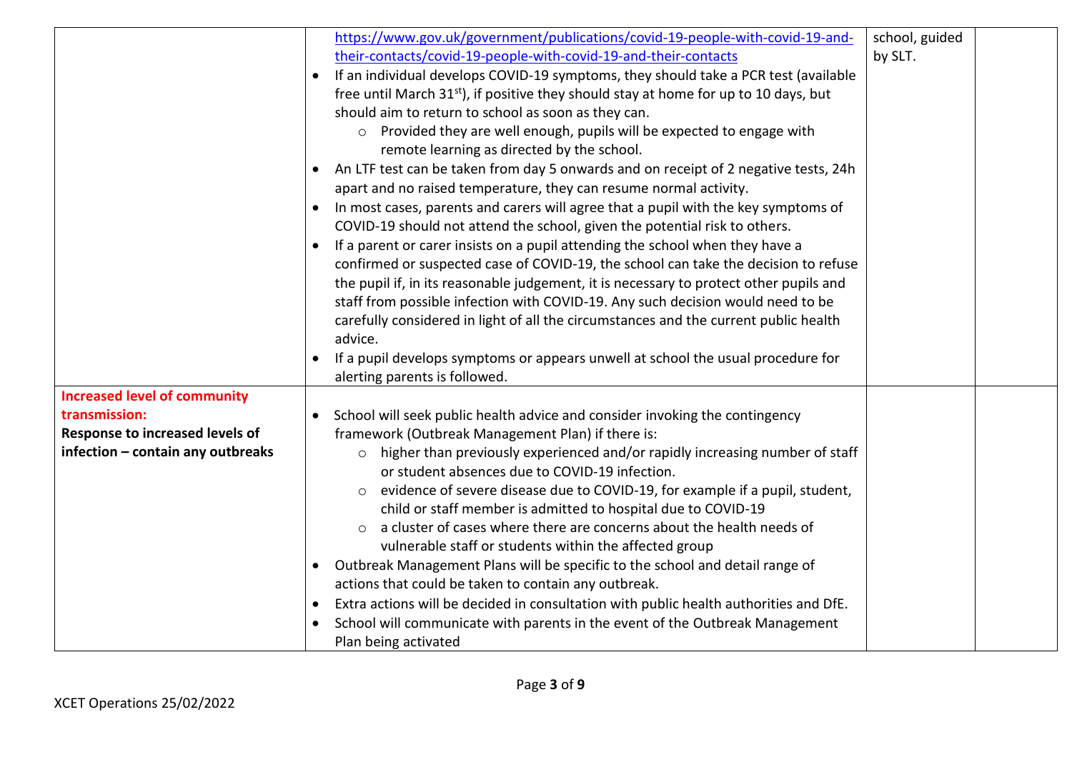| | | | |
|---|---|---|---|
| | https://www.gov.uk/government/publications/covid-19-people-with-covid-19-and-their-contacts/covid-19-people-with-covid-19-and-their-contacts<br>• If an individual develops COVID-19 symptoms, they should take a PCR test (available free until March 31st), if positive they should stay at home for up to 10 days, but should aim to return to school as soon as they can.<br>&nbsp;&nbsp;&nbsp;&nbsp;○ Provided they are well enough, pupils will be expected to engage with remote learning as directed by the school.<br>• An LTF test can be taken from day 5 onwards and on receipt of 2 negative tests, 24h apart and no raised temperature, they can resume normal activity.<br>• In most cases, parents and carers will agree that a pupil with the key symptoms of COVID-19 should not attend the school, given the potential risk to others.<br>• If a parent or carer insists on a pupil attending the school when they have a confirmed or suspected case of COVID-19, the school can take the decision to refuse the pupil if, in its reasonable judgement, it is necessary to protect other pupils and staff from possible infection with COVID-19. Any such decision would need to be carefully considered in light of all the circumstances and the current public health advice.<br>• If a pupil develops symptoms or appears unwell at school the usual procedure for alerting parents is followed. | school, guided by SLT. | |
| **Increased level of community transmission:**<br>**Response to increased levels of infection – contain any outbreaks** | • School will seek public health advice and consider invoking the contingency framework (Outbreak Management Plan) if there is:<br>&nbsp;&nbsp;&nbsp;&nbsp;○ higher than previously experienced and/or rapidly increasing number of staff or student absences due to COVID-19 infection.<br>&nbsp;&nbsp;&nbsp;&nbsp;○ evidence of severe disease due to COVID-19, for example if a pupil, student, child or staff member is admitted to hospital due to COVID-19<br>&nbsp;&nbsp;&nbsp;&nbsp;○ a cluster of cases where there are concerns about the health needs of vulnerable staff or students within the affected group<br>• Outbreak Management Plans will be specific to the school and detail range of actions that could be taken to contain any outbreak.<br>• Extra actions will be decided in consultation with public health authorities and DfE.<br>• School will communicate with parents in the event of the Outbreak Management Plan being activated | | |

XCET Operations 25/02/2022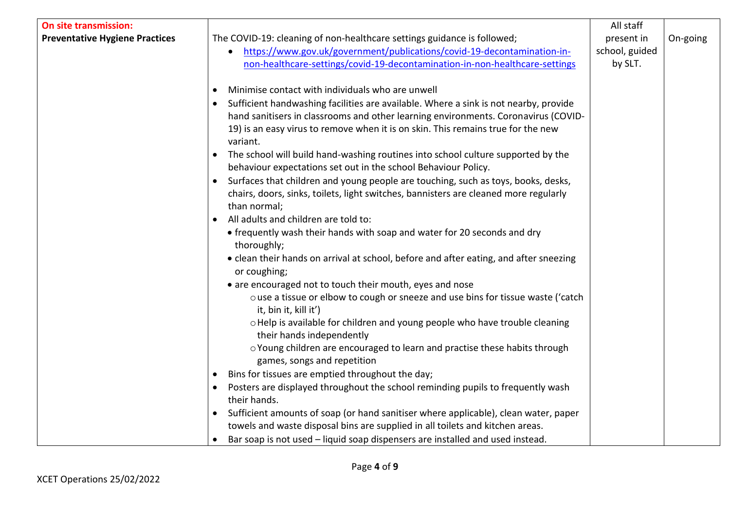| | | | |
|---|---|---|---|
| **On site transmission:**<br>**Preventative Hygiene Practices** | The COVID-19: cleaning of non-healthcare settings guidance is followed;<br>• https://www.gov.uk/government/publications/covid-19-decontamination-in-non-healthcare-settings/covid-19-decontamination-in-non-healthcare-settings<br><br>• Minimise contact with individuals who are unwell<br>• Sufficient handwashing facilities are available. Where a sink is not nearby, provide hand sanitisers in classrooms and other learning environments. Coronavirus (COVID-19) is an easy virus to remove when it is on skin. This remains true for the new variant.<br>• The school will build hand-washing routines into school culture supported by the behaviour expectations set out in the school Behaviour Policy.<br>• Surfaces that children and young people are touching, such as toys, books, desks, chairs, doors, sinks, toilets, light switches, bannisters are cleaned more regularly than normal;<br>• All adults and children are told to:<br>  • frequently wash their hands with soap and water for 20 seconds and dry thoroughly;<br>  • clean their hands on arrival at school, before and after eating, and after sneezing or coughing;<br>  • are encouraged not to touch their mouth, eyes and nose<br>    o use a tissue or elbow to cough or sneeze and use bins for tissue waste ('catch it, bin it, kill it')<br>    o Help is available for children and young people who have trouble cleaning their hands independently<br>    o Young children are encouraged to learn and practise these habits through games, songs and repetition<br>• Bins for tissues are emptied throughout the day;<br>• Posters are displayed throughout the school reminding pupils to frequently wash their hands.<br>• Sufficient amounts of soap (or hand sanitiser where applicable), clean water, paper towels and waste disposal bins are supplied in all toilets and kitchen areas.<br>• Bar soap is not used – liquid soap dispensers are installed and used instead. | All staff present in school, guided by SLT. | On-going |

XCET Operations 25/02/2022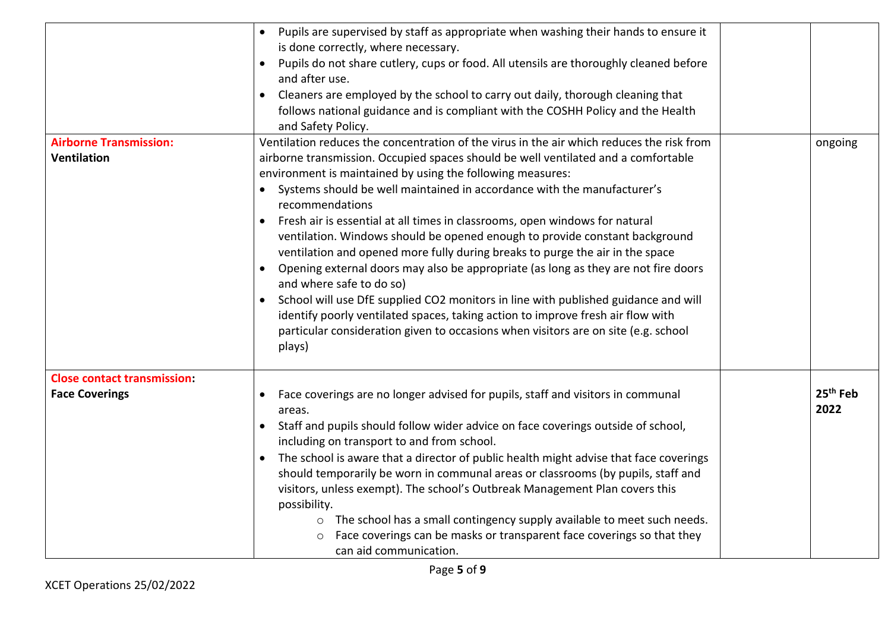| | | | |
|---|---|---|---|
| | • Pupils are supervised by staff as appropriate when washing their hands to ensure it is done correctly, where necessary.<br>• Pupils do not share cutlery, cups or food. All utensils are thoroughly cleaned before and after use.<br>• Cleaners are employed by the school to carry out daily, thorough cleaning that follows national guidance and is compliant with the COSHH Policy and the Health and Safety Policy. | | |
| **Airborne Transmission:**<br>**Ventilation** | Ventilation reduces the concentration of the virus in the air which reduces the risk from airborne transmission. Occupied spaces should be well ventilated and a comfortable environment is maintained by using the following measures:<br>• Systems should be well maintained in accordance with the manufacturer's recommendations<br>• Fresh air is essential at all times in classrooms, open windows for natural ventilation. Windows should be opened enough to provide constant background ventilation and opened more fully during breaks to purge the air in the space<br>• Opening external doors may also be appropriate (as long as they are not fire doors and where safe to do so)<br>• School will use DfE supplied CO2 monitors in line with published guidance and will identify poorly ventilated spaces, taking action to improve fresh air flow with particular consideration given to occasions when visitors are on site (e.g. school plays) | | ongoing |
| **Close contact transmission:**<br>**Face Coverings** | • Face coverings are no longer advised for pupils, staff and visitors in communal areas.<br>• Staff and pupils should follow wider advice on face coverings outside of school, including on transport to and from school.<br>• The school is aware that a director of public health might advise that face coverings should temporarily be worn in communal areas or classrooms (by pupils, staff and visitors, unless exempt). The school's Outbreak Management Plan covers this possibility.<br>&nbsp;&nbsp;&nbsp;&nbsp;○ The school has a small contingency supply available to meet such needs.<br>&nbsp;&nbsp;&nbsp;&nbsp;○ Face coverings can be masks or transparent face coverings so that they can aid communication. | | **25th Feb 2022** |

XCET Operations 25/02/2022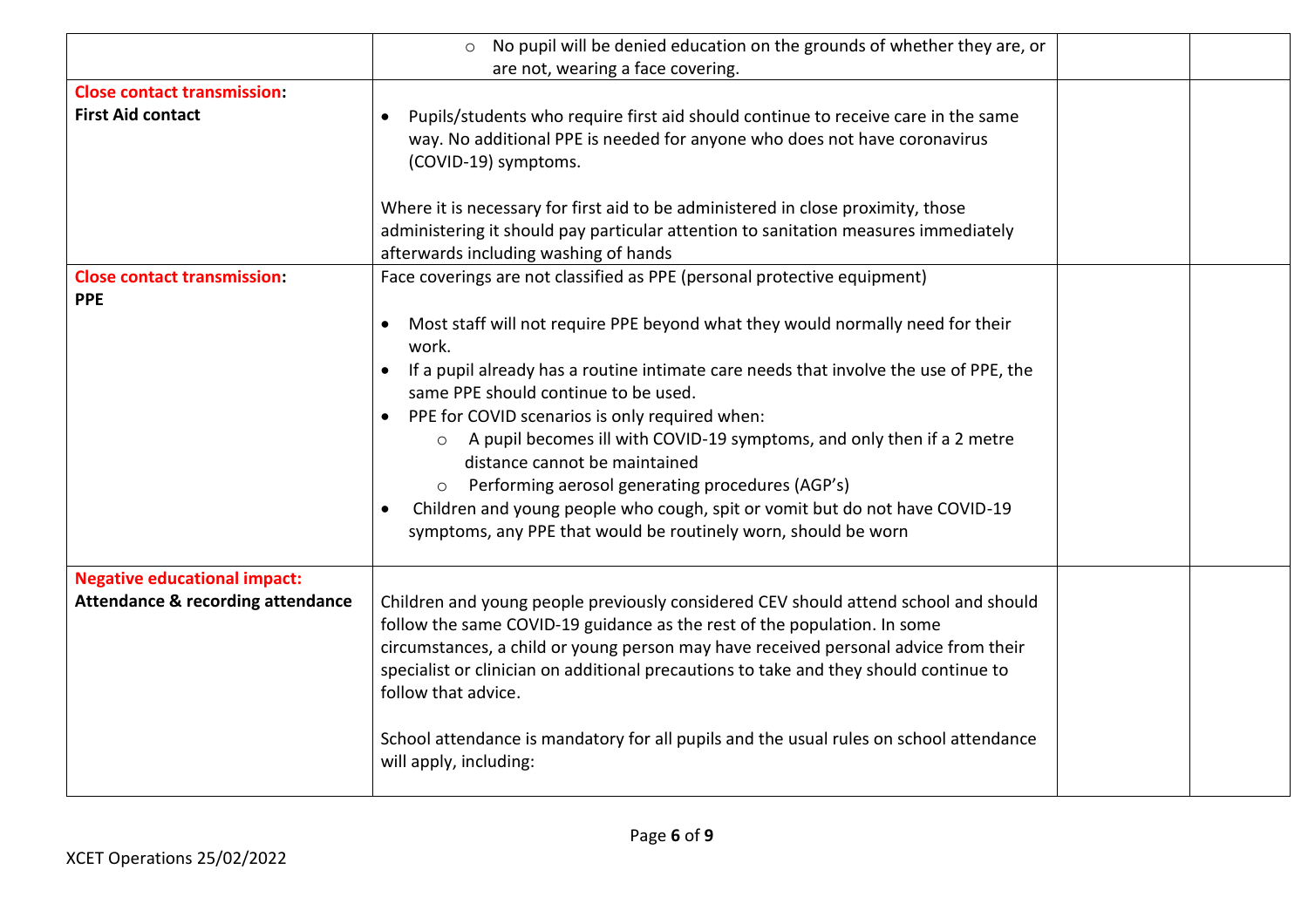| | | | |
|---|---|---|---|
| | ○ No pupil will be denied education on the grounds of whether they are, or are not, wearing a face covering. | | |
| **Close contact transmission:** **First Aid contact** | • Pupils/students who require first aid should continue to receive care in the same way. No additional PPE is needed for anyone who does not have coronavirus (COVID-19) symptoms. <br><br> Where it is necessary for first aid to be administered in close proximity, those administering it should pay particular attention to sanitation measures immediately afterwards including washing of hands | | |
| **Close contact transmission:** **PPE** | Face coverings are not classified as PPE (personal protective equipment) <br><br> • Most staff will not require PPE beyond what they would normally need for their work. <br> • If a pupil already has a routine intimate care needs that involve the use of PPE, the same PPE should continue to be used. <br> • PPE for COVID scenarios is only required when: <br> ○ A pupil becomes ill with COVID-19 symptoms, and only then if a 2 metre distance cannot be maintained <br> ○ Performing aerosol generating procedures (AGP's) <br> • Children and young people who cough, spit or vomit but do not have COVID-19 symptoms, any PPE that would be routinely worn, should be worn | | |
| **Negative educational impact:** **Attendance & recording attendance** | Children and young people previously considered CEV should attend school and should follow the same COVID-19 guidance as the rest of the population. In some circumstances, a child or young person may have received personal advice from their specialist or clinician on additional precautions to take and they should continue to follow that advice. <br><br> School attendance is mandatory for all pupils and the usual rules on school attendance will apply, including: | | |

XCET Operations 25/02/2022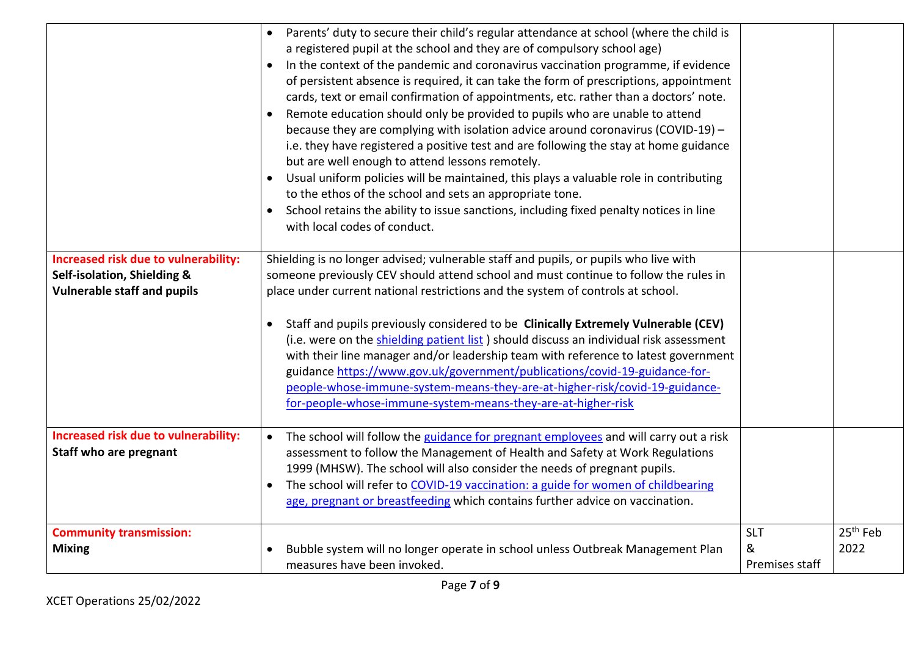| | | | |
|---|---|---|---|
| | • Parents' duty to secure their child's regular attendance at school (where the child is a registered pupil at the school and they are of compulsory school age)<br>• In the context of the pandemic and coronavirus vaccination programme, if evidence of persistent absence is required, it can take the form of prescriptions, appointment cards, text or email confirmation of appointments, etc. rather than a doctors' note.<br>• Remote education should only be provided to pupils who are unable to attend because they are complying with isolation advice around coronavirus (COVID-19) – i.e. they have registered a positive test and are following the stay at home guidance but are well enough to attend lessons remotely.<br>• Usual uniform policies will be maintained, this plays a valuable role in contributing to the ethos of the school and sets an appropriate tone.<br>• School retains the ability to issue sanctions, including fixed penalty notices in line with local codes of conduct. | | |
| **Increased risk due to vulnerability:**<br>**Self-isolation, Shielding & Vulnerable staff and pupils** | Shielding is no longer advised; vulnerable staff and pupils, or pupils who live with someone previously CEV should attend school and must continue to follow the rules in place under current national restrictions and the system of controls at school.<br><br>• Staff and pupils previously considered to be **Clinically Extremely Vulnerable (CEV)** (i.e. were on the shielding patient list ) should discuss an individual risk assessment with their line manager and/or leadership team with reference to latest government guidance https://www.gov.uk/government/publications/covid-19-guidance-for-people-whose-immune-system-means-they-are-at-higher-risk/covid-19-guidance-for-people-whose-immune-system-means-they-are-at-higher-risk | | |
| **Increased risk due to vulnerability:**<br>**Staff who are pregnant** | • The school will follow the guidance for pregnant employees and will carry out a risk assessment to follow the Management of Health and Safety at Work Regulations 1999 (MHSW). The school will also consider the needs of pregnant pupils.<br>• The school will refer to COVID-19 vaccination: a guide for women of childbearing age, pregnant or breastfeeding which contains further advice on vaccination. | | |
| **Community transmission:**<br>**Mixing** | • Bubble system will no longer operate in school unless Outbreak Management Plan measures have been invoked. | SLT & Premises staff | 25th Feb 2022 |

XCET Operations 25/02/2022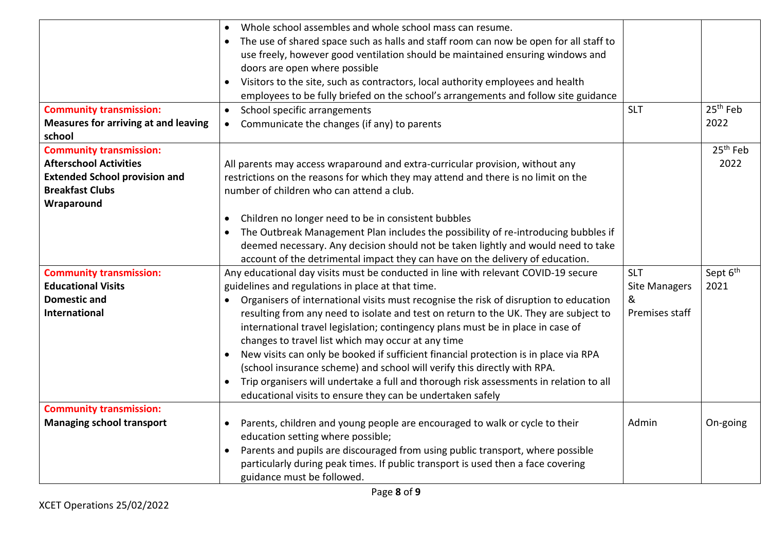| | | | |
|---|---|---|---|
| | • Whole school assembles and whole school mass can resume.<br>• The use of shared space such as halls and staff room can now be open for all staff to use freely, however good ventilation should be maintained ensuring windows and doors are open where possible<br>• Visitors to the site, such as contractors, local authority employees and health employees to be fully briefed on the school's arrangements and follow site guidance | | |
| **Community transmission:**<br>**Measures for arriving at and leaving school** | • School specific arrangements<br>• Communicate the changes (if any) to parents | SLT | 25th Feb 2022 |
| **Community transmission:**<br>**Afterschool Activities**<br>**Extended School provision and Breakfast Clubs**<br>**Wraparound** | All parents may access wraparound and extra-curricular provision, without any restrictions on the reasons for which they may attend and there is no limit on the number of children who can attend a club.<br>• Children no longer need to be in consistent bubbles<br>• The Outbreak Management Plan includes the possibility of re-introducing bubbles if deemed necessary. Any decision should not be taken lightly and would need to take account of the detrimental impact they can have on the delivery of education. | | 25th Feb 2022 |
| **Community transmission:**<br>**Educational Visits**<br>**Domestic and International** | Any educational day visits must be conducted in line with relevant COVID-19 secure guidelines and regulations in place at that time.<br>• Organisers of international visits must recognise the risk of disruption to education resulting from any need to isolate and test on return to the UK. They are subject to international travel legislation; contingency plans must be in place in case of changes to travel list which may occur at any time<br>• New visits can only be booked if sufficient financial protection is in place via RPA (school insurance scheme) and school will verify this directly with RPA.<br>• Trip organisers will undertake a full and thorough risk assessments in relation to all educational visits to ensure they can be undertaken safely | SLT<br>Site Managers &<br>Premises staff | Sept 6th 2021 |
| **Community transmission:**<br>**Managing school transport** | • Parents, children and young people are encouraged to walk or cycle to their education setting where possible;<br>• Parents and pupils are discouraged from using public transport, where possible particularly during peak times. If public transport is used then a face covering guidance must be followed. | Admin | On-going |

XCET Operations 25/02/2022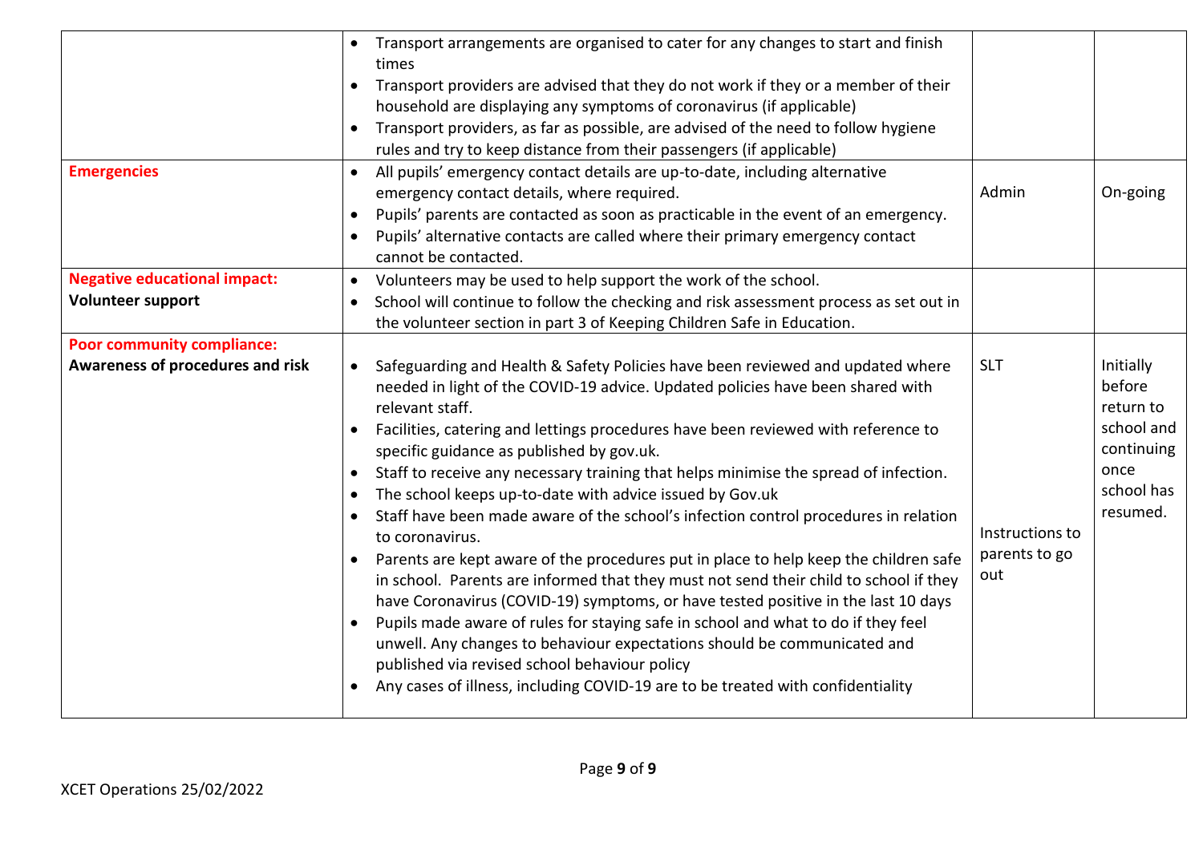| | | | |
|---|---|---|---|
| | • Transport arrangements are organised to cater for any changes to start and finish times<br>• Transport providers are advised that they do not work if they or a member of their household are displaying any symptoms of coronavirus (if applicable)<br>• Transport providers, as far as possible, are advised of the need to follow hygiene rules and try to keep distance from their passengers (if applicable) | | |
| **Emergencies** | • All pupils' emergency contact details are up-to-date, including alternative emergency contact details, where required.<br>• Pupils' parents are contacted as soon as practicable in the event of an emergency.<br>• Pupils' alternative contacts are called where their primary emergency contact cannot be contacted. | Admin | On-going |
| **Negative educational impact:**<br>**Volunteer support** | • Volunteers may be used to help support the work of the school.<br>• School will continue to follow the checking and risk assessment process as set out in the volunteer section in part 3 of Keeping Children Safe in Education. | | |
| **Poor community compliance:**<br>**Awareness of procedures and risk** | • Safeguarding and Health & Safety Policies have been reviewed and updated where needed in light of the COVID-19 advice. Updated policies have been shared with relevant staff.<br>• Facilities, catering and lettings procedures have been reviewed with reference to specific guidance as published by gov.uk.<br>• Staff to receive any necessary training that helps minimise the spread of infection.<br>• The school keeps up-to-date with advice issued by Gov.uk<br>• Staff have been made aware of the school's infection control procedures in relation to coronavirus.<br>• Parents are kept aware of the procedures put in place to help keep the children safe in school. Parents are informed that they must not send their child to school if they have Coronavirus (COVID-19) symptoms, or have tested positive in the last 10 days<br>• Pupils made aware of rules for staying safe in school and what to do if they feel unwell. Any changes to behaviour expectations should be communicated and published via revised school behaviour policy<br>• Any cases of illness, including COVID-19 are to be treated with confidentiality | SLT<br><br>Instructions to parents to go out | Initially before return to school and continuing once school has resumed. |

XCET Operations 25/02/2022